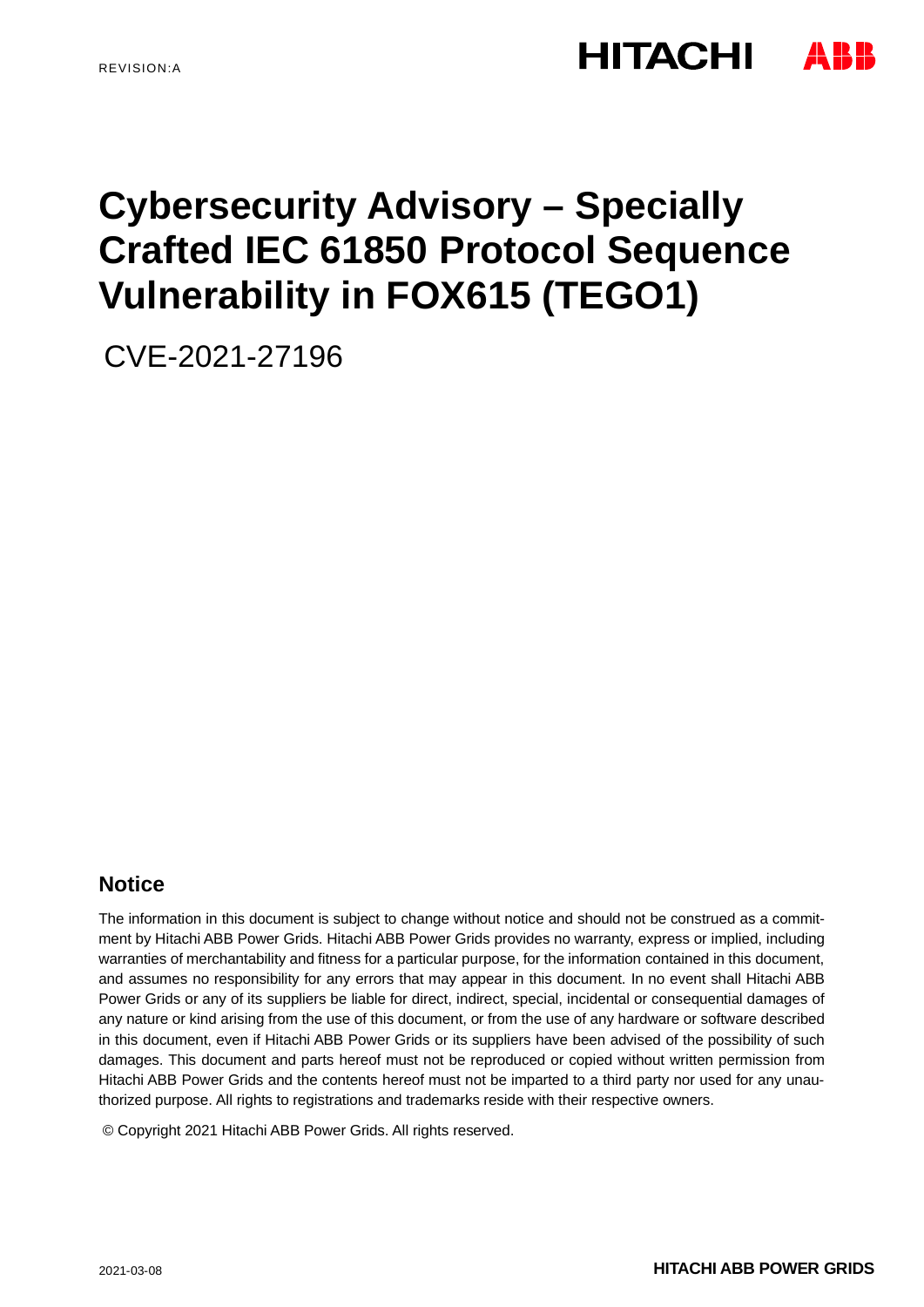REVISION:A

# Cybersecurity Advisory – Specially Crafted IEC 61850 Protocol Sequence Vulnerability in FOX615 (TEGO1)

CVE-2021-27196

## Notice

The information in this document is subject to change without notice and should not be construed as a commitment by Hitachi ABB Power Grids. Hitachi ABB Power Grids provides no warranty, express or implied, including warranties of merchantability and fitness for a particular purpose, for the information contained in this document, and assumes no responsibility for any errors that may appear in this document. In no event shall Hitachi ABB Power Grids or any of its suppliers be liable for direct, indirect, special, incidental or consequential damages of any nature or kind arising from the use of this document, or from the use of any hardware or software described in this document, even if Hitachi ABB Power Grids or its suppliers have been advised of the possibility of such damages. This document and parts hereof must not be reproduced or copied without written permission from Hitachi ABB Power Grids and the contents hereof must not be imparted to a third party nor used for any unauthorized purpose. All rights to registrations and trademarks reside with their respective owners.

© Copyright 2021 Hitachi ABB Power Grids. All rights reserved.

2021-03-08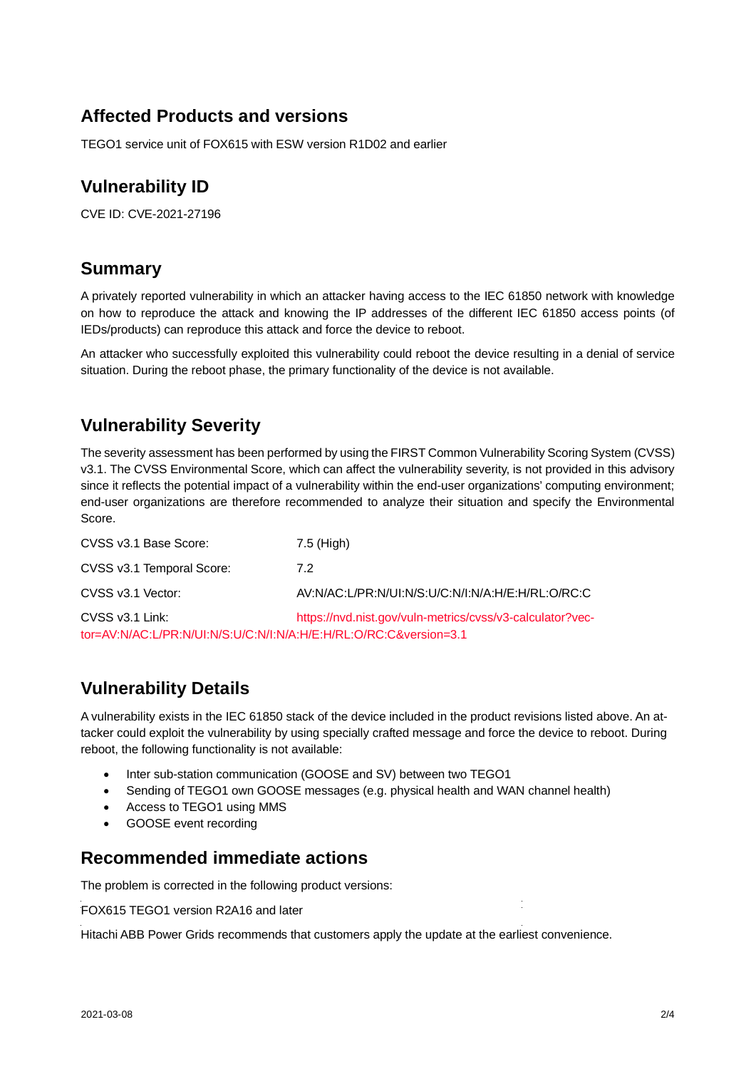## Affected Products and versions

TEGO1 service unit of FOX615 with ESW version R1D02 and earlier

## Vulnerability ID

CVE ID: CVE-2021-27196

## Summary

A privately reported vulnerability in which an attacker having access to the IEC 61850 network with knowledge on how to reproduce the attack and knowing the IP addresses of the different IEC 61850 access points (of IEDs/products) can reproduce this attack and force the device to reboot.

An attacker who successfully exploited this vulnerability could reboot the device resulting in a denial of service situation. During the reboot phase, the primary functionality of the device is not available.

## Vulnerability Severity

The severity assessment has been performed by using the FIRST Common Vulnerability Scoring System (CVSS) v3.1. The CVSS Environmental Score, which can affect the vulnerability severity, is not provided in this advisory since it reflects the potential impact of a vulnerability within the end-user organizations' computing environment; end-user organizations are therefore recommended to analyze their situation and specify the Environmental Score.

| | |
|---|---|
| CVSS v3.1 Base Score: | 7.5 (High) |
| CVSS v3.1 Temporal Score: | 7.2 |
| CVSS v3.1 Vector: | AV:N/AC:L/PR:N/UI:N/S:U/C:N/I:N/A:H/E:H/RL:O/RC:C |
| CVSS v3.1 Link: | https://nvd.nist.gov/vuln-metrics/cvss/v3-calculator?vector=AV:N/AC:L/PR:N/UI:N/S:U/C:N/I:N/A:H/E:H/RL:O/RC:C&version=3.1 |

## Vulnerability Details

A vulnerability exists in the IEC 61850 stack of the device included in the product revisions listed above. An attacker could exploit the vulnerability by using specially crafted message and force the device to reboot. During reboot, the following functionality is not available:

- Inter sub-station communication (GOOSE and SV) between two TEGO1
- Sending of TEGO1 own GOOSE messages (e.g. physical health and WAN channel health)
- Access to TEGO1 using MMS
- GOOSE event recording

## Recommended immediate actions

The problem is corrected in the following product versions:

FOX615 TEGO1 version R2A16 and later

Hitachi ABB Power Grids recommends that customers apply the update at the earliest convenience.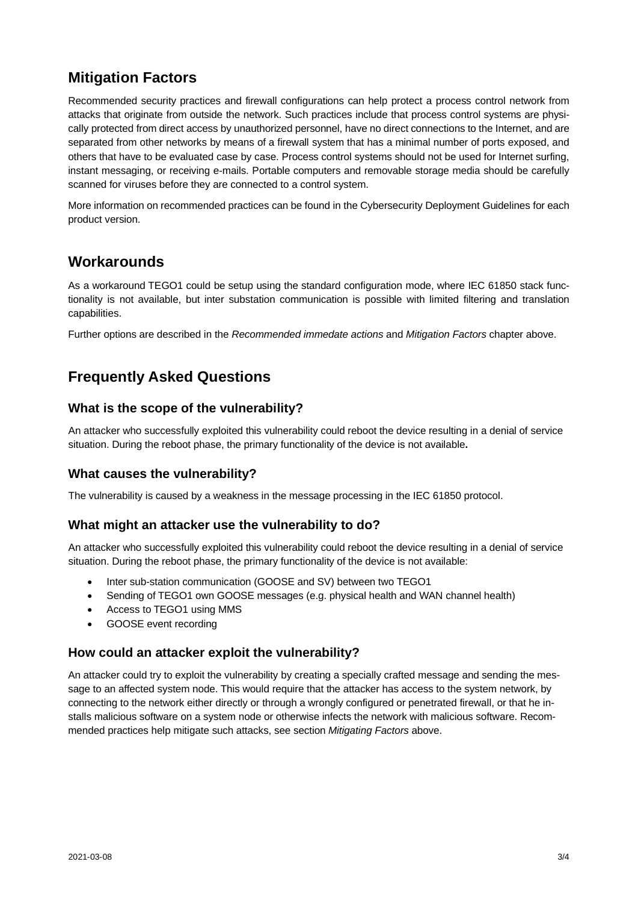## Mitigation Factors

Recommended security practices and firewall configurations can help protect a process control network from attacks that originate from outside the network. Such practices include that process control systems are physically protected from direct access by unauthorized personnel, have no direct connections to the Internet, and are separated from other networks by means of a firewall system that has a minimal number of ports exposed, and others that have to be evaluated case by case. Process control systems should not be used for Internet surfing, instant messaging, or receiving e-mails. Portable computers and removable storage media should be carefully scanned for viruses before they are connected to a control system.

More information on recommended practices can be found in the Cybersecurity Deployment Guidelines for each product version.

## Workarounds

As a workaround TEGO1 could be setup using the standard configuration mode, where IEC 61850 stack functionality is not available, but inter substation communication is possible with limited filtering and translation capabilities.

Further options are described in the *Recommended immedate actions* and *Mitigation Factors* chapter above.

## Frequently Asked Questions

### What is the scope of the vulnerability?

An attacker who successfully exploited this vulnerability could reboot the device resulting in a denial of service situation. During the reboot phase, the primary functionality of the device is not available**.**

### What causes the vulnerability?

The vulnerability is caused by a weakness in the message processing in the IEC 61850 protocol.

### What might an attacker use the vulnerability to do?

An attacker who successfully exploited this vulnerability could reboot the device resulting in a denial of service situation. During the reboot phase, the primary functionality of the device is not available:

- Inter sub-station communication (GOOSE and SV) between two TEGO1
- Sending of TEGO1 own GOOSE messages (e.g. physical health and WAN channel health)
- Access to TEGO1 using MMS
- GOOSE event recording

### How could an attacker exploit the vulnerability?

An attacker could try to exploit the vulnerability by creating a specially crafted message and sending the message to an affected system node. This would require that the attacker has access to the system network, by connecting to the network either directly or through a wrongly configured or penetrated firewall, or that he installs malicious software on a system node or otherwise infects the network with malicious software. Recommended practices help mitigate such attacks, see section *Mitigating Factors* above.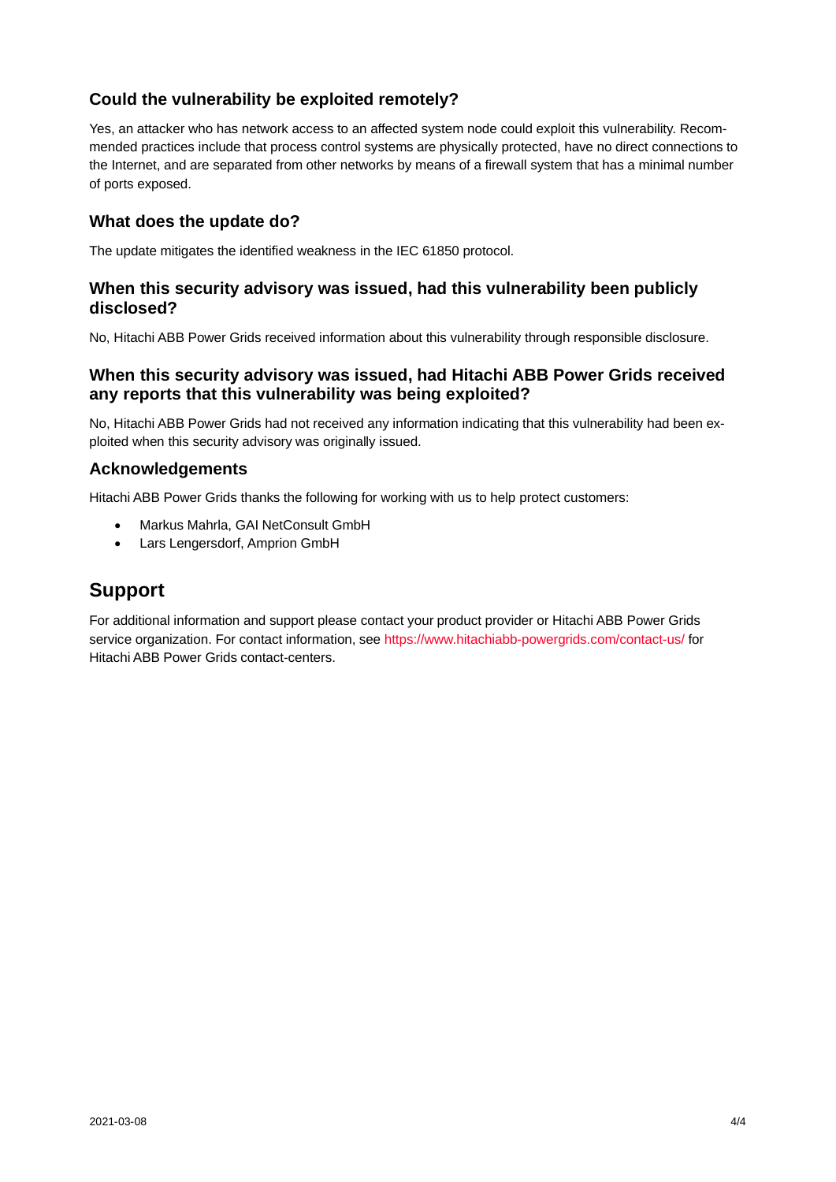### Could the vulnerability be exploited remotely?

Yes, an attacker who has network access to an affected system node could exploit this vulnerability. Recommended practices include that process control systems are physically protected, have no direct connections to the Internet, and are separated from other networks by means of a firewall system that has a minimal number of ports exposed.

### What does the update do?

The update mitigates the identified weakness in the IEC 61850 protocol.

### When this security advisory was issued, had this vulnerability been publicly disclosed?

No, Hitachi ABB Power Grids received information about this vulnerability through responsible disclosure.

### When this security advisory was issued, had Hitachi ABB Power Grids received any reports that this vulnerability was being exploited?

No, Hitachi ABB Power Grids had not received any information indicating that this vulnerability had been exploited when this security advisory was originally issued.

### Acknowledgements

Hitachi ABB Power Grids thanks the following for working with us to help protect customers:

- Markus Mahrla, GAI NetConsult GmbH
- Lars Lengersdorf, Amprion GmbH

## Support

For additional information and support please contact your product provider or Hitachi ABB Power Grids service organization. For contact information, see https://www.hitachiabb-powergrids.com/contact-us/ for Hitachi ABB Power Grids contact-centers.

2021-03-08